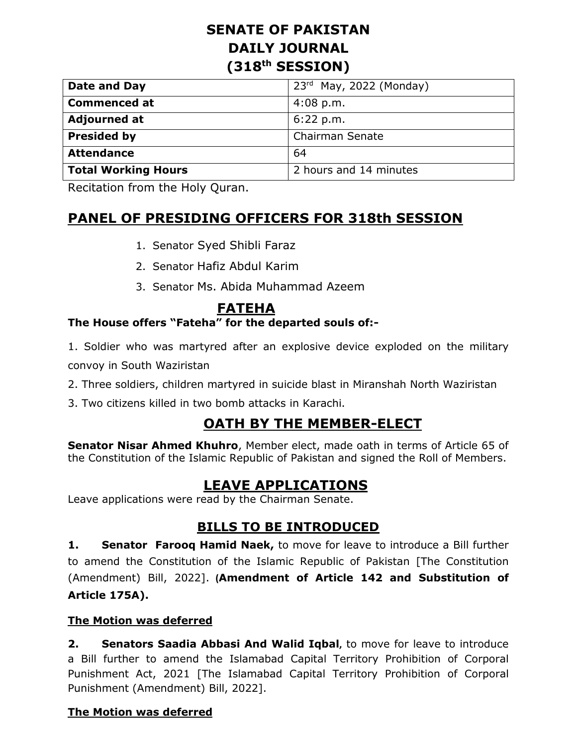# SENATE OF PAKISTAN
# DAILY JOURNAL
# (318th SESSION)

| Date and Day | 23rd May, 2022 (Monday) |
| --- | --- |
| Commenced at | 4:08 p.m. |
| Adjourned at | 6:22 p.m. |
| Presided by | Chairman Senate |
| Attendance | 64 |
| Total Working Hours | 2 hours and 14 minutes |

Recitation from the Holy Quran.

## PANEL OF PRESIDING OFFICERS FOR 318th SESSION

1. Senator Syed Shibli Faraz
2. Senator Hafiz Abdul Karim
3. Senator Ms. Abida Muhammad Azeem

## FATEHA

**The House offers "Fateha" for the departed souls of:-**

1. Soldier who was martyred after an explosive device exploded on the military convoy in South Waziristan
2. Three soldiers, children martyred in suicide blast in Miranshah North Waziristan
3. Two citizens killed in two bomb attacks in Karachi.

## OATH BY THE MEMBER-ELECT

**Senator Nisar Ahmed Khuhro**, Member elect, made oath in terms of Article 65 of the Constitution of the Islamic Republic of Pakistan and signed the Roll of Members.

## LEAVE APPLICATIONS

Leave applications were read by the Chairman Senate.

## BILLS TO BE INTRODUCED

**1. Senator Farooq Hamid Naek,** to move for leave to introduce a Bill further to amend the Constitution of the Islamic Republic of Pakistan [The Constitution (Amendment) Bill, 2022]. **(Amendment of Article 142 and Substitution of Article 175A).**

**The Motion was deferred**

**2. Senators Saadia Abbasi And Walid Iqbal**, to move for leave to introduce a Bill further to amend the Islamabad Capital Territory Prohibition of Corporal Punishment Act, 2021 [The Islamabad Capital Territory Prohibition of Corporal Punishment (Amendment) Bill, 2022].

**The Motion was deferred**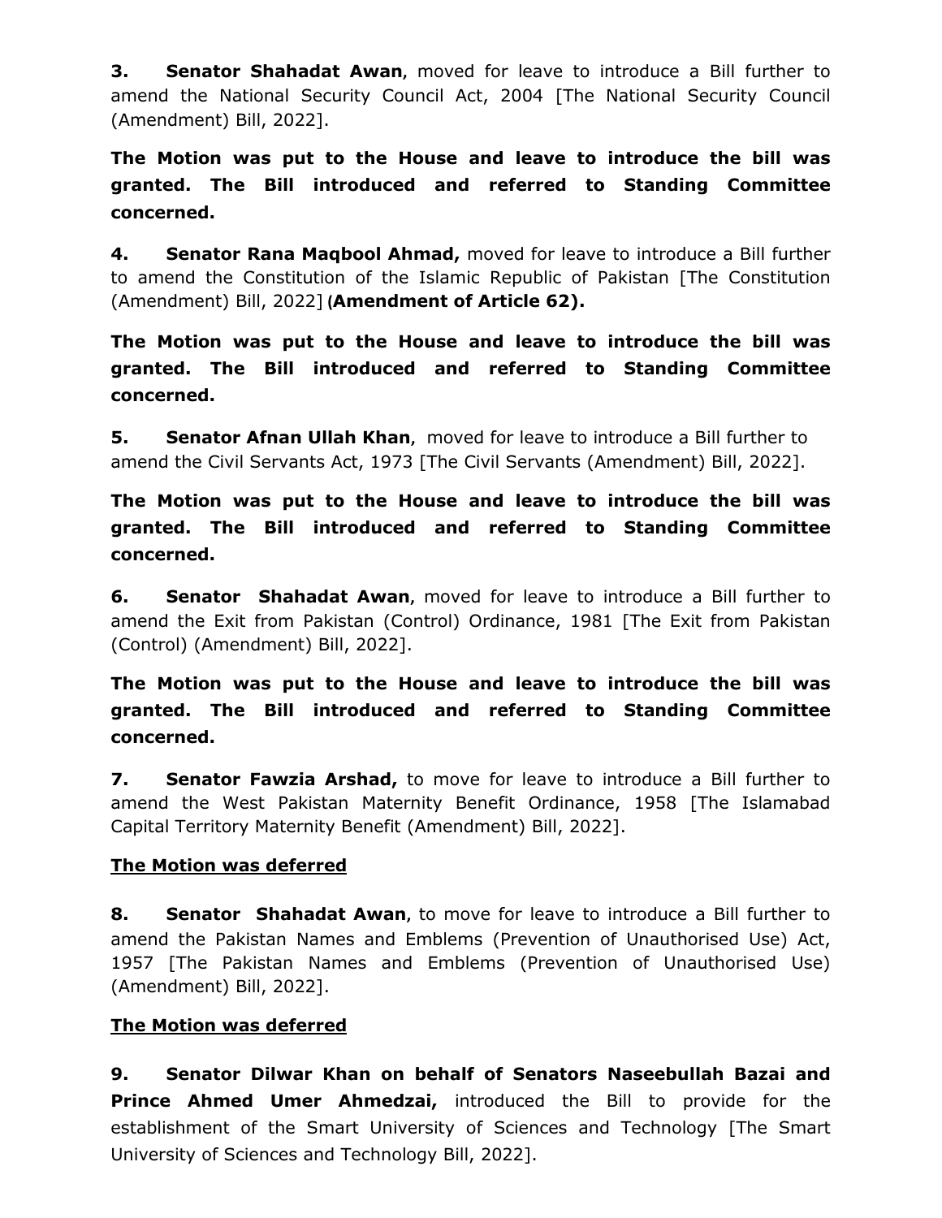**3. Senator Shahadat Awan**, moved for leave to introduce a Bill further to amend the National Security Council Act, 2004 [The National Security Council (Amendment) Bill, 2022].

**The Motion was put to the House and leave to introduce the bill was granted. The Bill introduced and referred to Standing Committee concerned.**

**4. Senator Rana Maqbool Ahmad,** moved for leave to introduce a Bill further to amend the Constitution of the Islamic Republic of Pakistan [The Constitution (Amendment) Bill, 2022] (**Amendment of Article 62).**

**The Motion was put to the House and leave to introduce the bill was granted. The Bill introduced and referred to Standing Committee concerned.**

**5. Senator Afnan Ullah Khan**, moved for leave to introduce a Bill further to amend the Civil Servants Act, 1973 [The Civil Servants (Amendment) Bill, 2022].

**The Motion was put to the House and leave to introduce the bill was granted. The Bill introduced and referred to Standing Committee concerned.**

**6. Senator Shahadat Awan**, moved for leave to introduce a Bill further to amend the Exit from Pakistan (Control) Ordinance, 1981 [The Exit from Pakistan (Control) (Amendment) Bill, 2022].

**The Motion was put to the House and leave to introduce the bill was granted. The Bill introduced and referred to Standing Committee concerned.**

**7. Senator Fawzia Arshad,** to move for leave to introduce a Bill further to amend the West Pakistan Maternity Benefit Ordinance, 1958 [The Islamabad Capital Territory Maternity Benefit (Amendment) Bill, 2022].

<u>**The Motion was deferred**</u>

**8. Senator Shahadat Awan**, to move for leave to introduce a Bill further to amend the Pakistan Names and Emblems (Prevention of Unauthorised Use) Act, 1957 [The Pakistan Names and Emblems (Prevention of Unauthorised Use) (Amendment) Bill, 2022].

<u>**The Motion was deferred**</u>

**9. Senator Dilwar Khan on behalf of Senators Naseebullah Bazai and Prince Ahmed Umer Ahmedzai,** introduced the Bill to provide for the establishment of the Smart University of Sciences and Technology [The Smart University of Sciences and Technology Bill, 2022].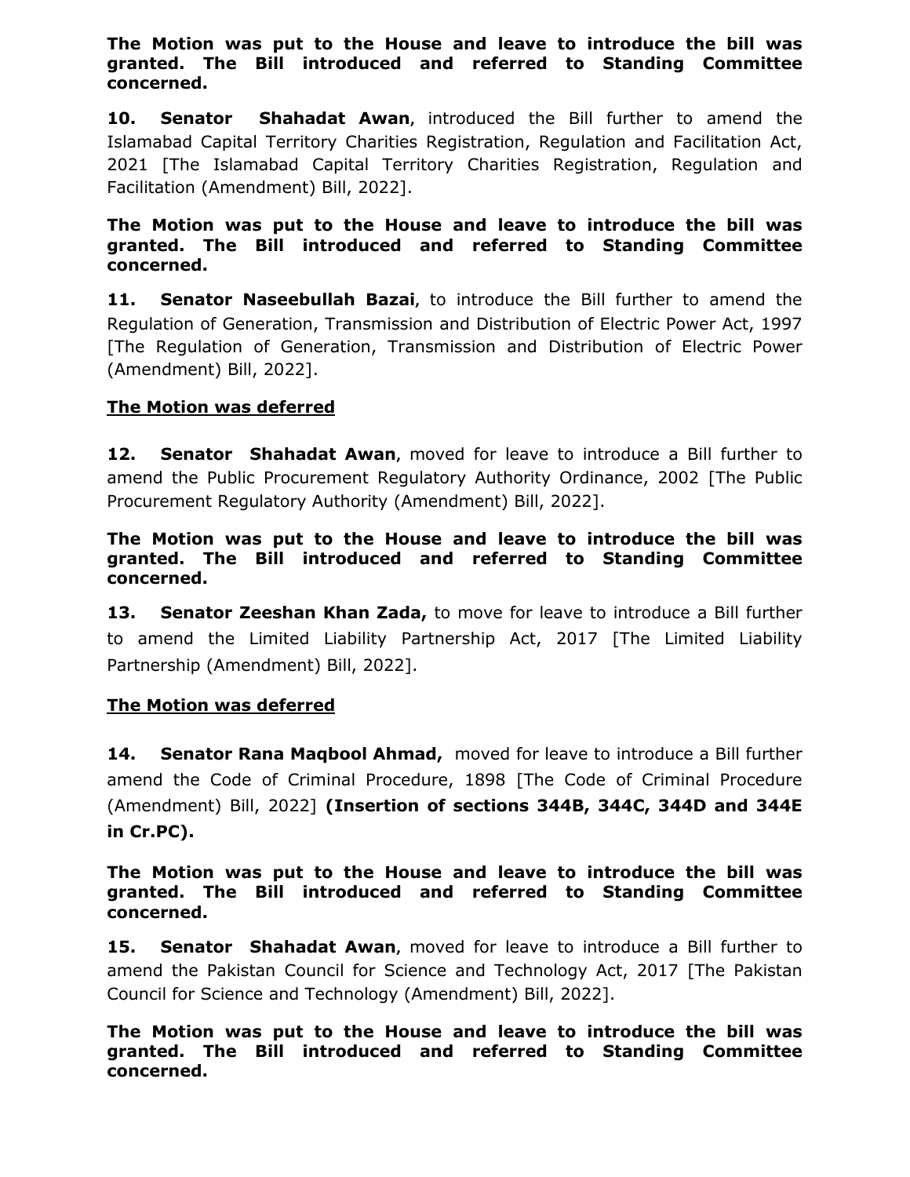**The Motion was put to the House and leave to introduce the bill was granted. The Bill introduced and referred to Standing Committee concerned.**

**10. Senator Shahadat Awan**, introduced the Bill further to amend the Islamabad Capital Territory Charities Registration, Regulation and Facilitation Act, 2021 [The Islamabad Capital Territory Charities Registration, Regulation and Facilitation (Amendment) Bill, 2022].

**The Motion was put to the House and leave to introduce the bill was granted. The Bill introduced and referred to Standing Committee concerned.**

**11. Senator Naseebullah Bazai**, to introduce the Bill further to amend the Regulation of Generation, Transmission and Distribution of Electric Power Act, 1997 [The Regulation of Generation, Transmission and Distribution of Electric Power (Amendment) Bill, 2022].

**<u>The Motion was deferred</u>**

**12. Senator Shahadat Awan**, moved for leave to introduce a Bill further to amend the Public Procurement Regulatory Authority Ordinance, 2002 [The Public Procurement Regulatory Authority (Amendment) Bill, 2022].

**The Motion was put to the House and leave to introduce the bill was granted. The Bill introduced and referred to Standing Committee concerned.**

**13. Senator Zeeshan Khan Zada,** to move for leave to introduce a Bill further to amend the Limited Liability Partnership Act, 2017 [The Limited Liability Partnership (Amendment) Bill, 2022].

**<u>The Motion was deferred</u>**

**14. Senator Rana Maqbool Ahmad,** moved for leave to introduce a Bill further amend the Code of Criminal Procedure, 1898 [The Code of Criminal Procedure (Amendment) Bill, 2022] **(Insertion of sections 344B, 344C, 344D and 344E in Cr.PC).**

**The Motion was put to the House and leave to introduce the bill was granted. The Bill introduced and referred to Standing Committee concerned.**

**15. Senator Shahadat Awan**, moved for leave to introduce a Bill further to amend the Pakistan Council for Science and Technology Act, 2017 [The Pakistan Council for Science and Technology (Amendment) Bill, 2022].

**The Motion was put to the House and leave to introduce the bill was granted. The Bill introduced and referred to Standing Committee concerned.**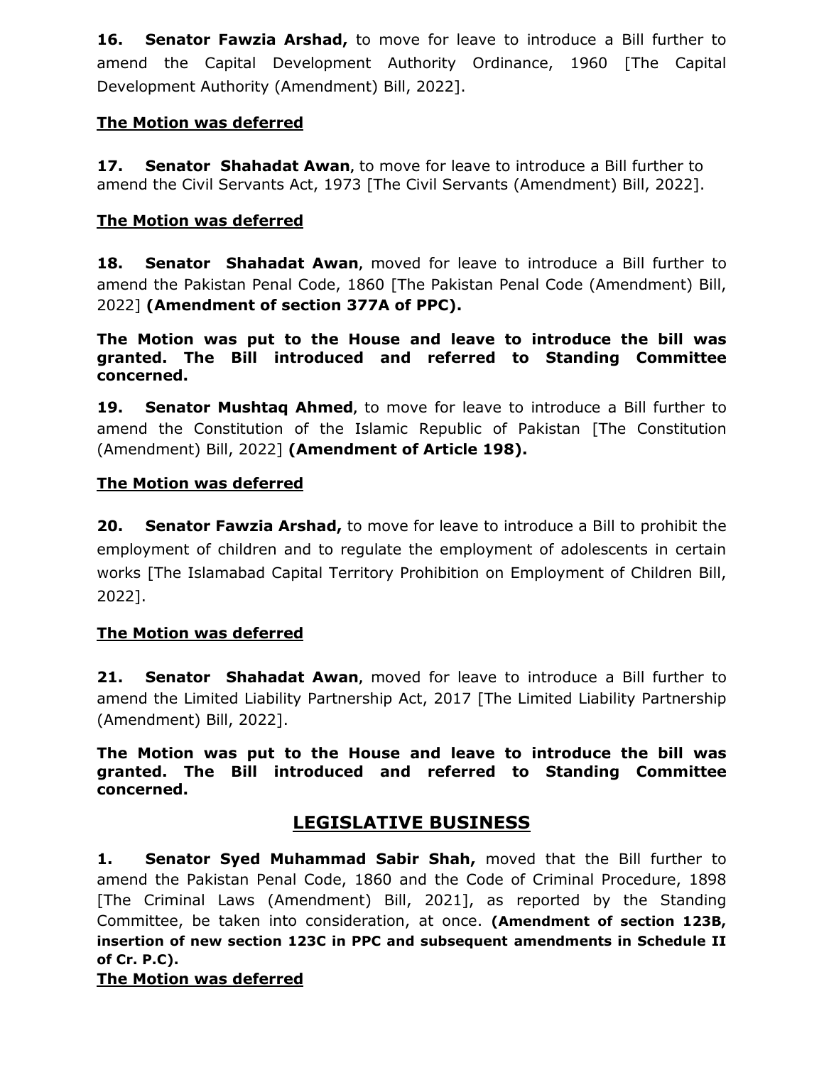**16. Senator Fawzia Arshad,** to move for leave to introduce a Bill further to amend the Capital Development Authority Ordinance, 1960 [The Capital Development Authority (Amendment) Bill, 2022].

**The Motion was deferred**

**17. Senator Shahadat Awan**, to move for leave to introduce a Bill further to amend the Civil Servants Act, 1973 [The Civil Servants (Amendment) Bill, 2022].

**The Motion was deferred**

**18. Senator Shahadat Awan**, moved for leave to introduce a Bill further to amend the Pakistan Penal Code, 1860 [The Pakistan Penal Code (Amendment) Bill, 2022] **(Amendment of section 377A of PPC).**

**The Motion was put to the House and leave to introduce the bill was granted. The Bill introduced and referred to Standing Committee concerned.**

**19. Senator Mushtaq Ahmed**, to move for leave to introduce a Bill further to amend the Constitution of the Islamic Republic of Pakistan [The Constitution (Amendment) Bill, 2022] **(Amendment of Article 198).**

**The Motion was deferred**

**20. Senator Fawzia Arshad,** to move for leave to introduce a Bill to prohibit the employment of children and to regulate the employment of adolescents in certain works [The Islamabad Capital Territory Prohibition on Employment of Children Bill, 2022].

**The Motion was deferred**

**21. Senator Shahadat Awan**, moved for leave to introduce a Bill further to amend the Limited Liability Partnership Act, 2017 [The Limited Liability Partnership (Amendment) Bill, 2022].

**The Motion was put to the House and leave to introduce the bill was granted. The Bill introduced and referred to Standing Committee concerned.**

## LEGISLATIVE BUSINESS

**1. Senator Syed Muhammad Sabir Shah,** moved that the Bill further to amend the Pakistan Penal Code, 1860 and the Code of Criminal Procedure, 1898 [The Criminal Laws (Amendment) Bill, 2021], as reported by the Standing Committee, be taken into consideration, at once. **(Amendment of section 123B, insertion of new section 123C in PPC and subsequent amendments in Schedule II of Cr. P.C).**

**The Motion was deferred**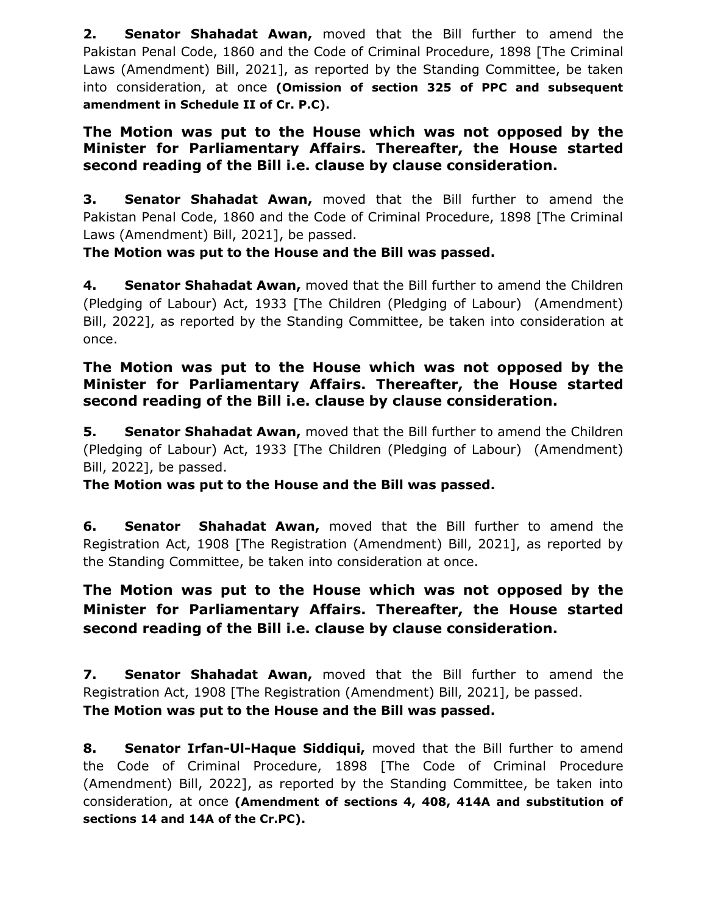**2.** **Senator Shahadat Awan,** moved that the Bill further to amend the Pakistan Penal Code, 1860 and the Code of Criminal Procedure, 1898 [The Criminal Laws (Amendment) Bill, 2021], as reported by the Standing Committee, be taken into consideration, at once **(Omission of section 325 of PPC and subsequent amendment in Schedule II of Cr. P.C).**

**The Motion was put to the House which was not opposed by the Minister for Parliamentary Affairs. Thereafter, the House started second reading of the Bill i.e. clause by clause consideration.**

**3.** **Senator Shahadat Awan,** moved that the Bill further to amend the Pakistan Penal Code, 1860 and the Code of Criminal Procedure, 1898 [The Criminal Laws (Amendment) Bill, 2021], be passed.
**The Motion was put to the House and the Bill was passed.**

**4.** **Senator Shahadat Awan,** moved that the Bill further to amend the Children (Pledging of Labour) Act, 1933 [The Children (Pledging of Labour) (Amendment) Bill, 2022], as reported by the Standing Committee, be taken into consideration at once.

**The Motion was put to the House which was not opposed by the Minister for Parliamentary Affairs. Thereafter, the House started second reading of the Bill i.e. clause by clause consideration.**

**5.** **Senator Shahadat Awan,** moved that the Bill further to amend the Children (Pledging of Labour) Act, 1933 [The Children (Pledging of Labour) (Amendment) Bill, 2022], be passed.
**The Motion was put to the House and the Bill was passed.**

**6.** **Senator Shahadat Awan,** moved that the Bill further to amend the Registration Act, 1908 [The Registration (Amendment) Bill, 2021], as reported by the Standing Committee, be taken into consideration at once.

**The Motion was put to the House which was not opposed by the Minister for Parliamentary Affairs. Thereafter, the House started second reading of the Bill i.e. clause by clause consideration.**

**7.** **Senator Shahadat Awan,** moved that the Bill further to amend the Registration Act, 1908 [The Registration (Amendment) Bill, 2021], be passed.
**The Motion was put to the House and the Bill was passed.**

**8.** **Senator Irfan-Ul-Haque Siddiqui,** moved that the Bill further to amend the Code of Criminal Procedure, 1898 [The Code of Criminal Procedure (Amendment) Bill, 2022], as reported by the Standing Committee, be taken into consideration, at once **(Amendment of sections 4, 408, 414A and substitution of sections 14 and 14A of the Cr.PC).**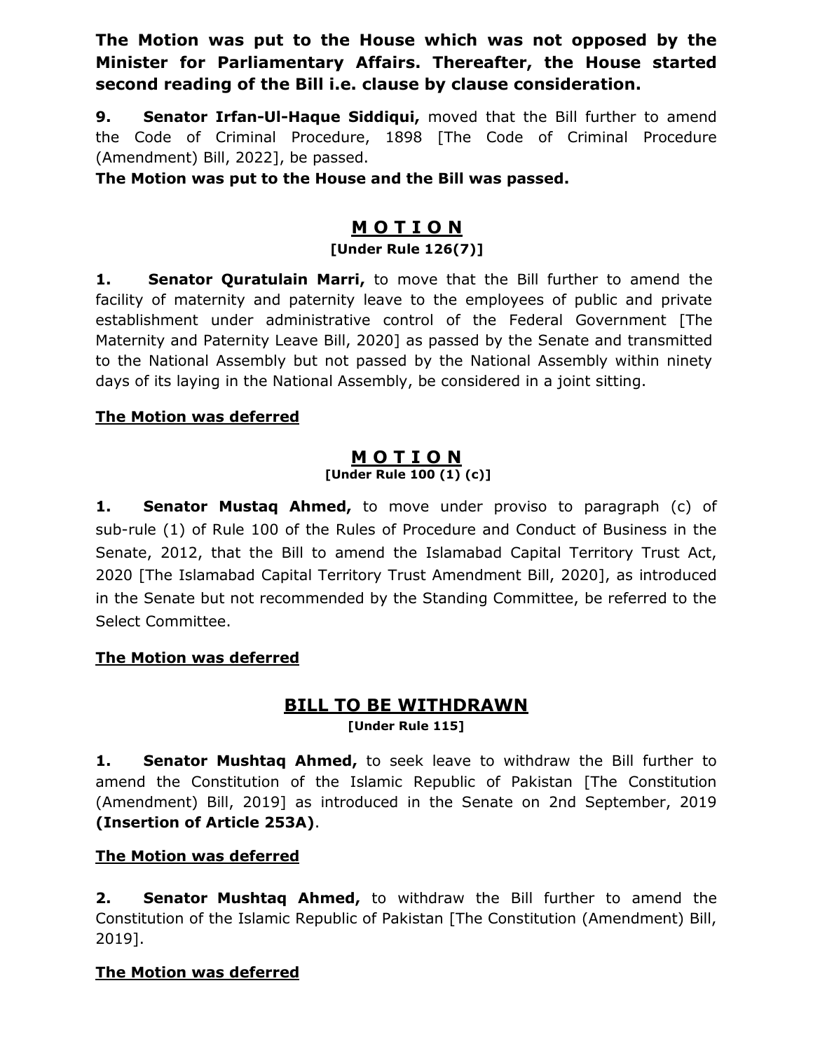**The Motion was put to the House which was not opposed by the Minister for Parliamentary Affairs. Thereafter, the House started second reading of the Bill i.e. clause by clause consideration.**

**9. Senator Irfan-Ul-Haque Siddiqui,** moved that the Bill further to amend the Code of Criminal Procedure, 1898 [The Code of Criminal Procedure (Amendment) Bill, 2022], be passed.

**The Motion was put to the House and the Bill was passed.**

## M O T I O N

**[Under Rule 126(7)]**

**1. Senator Quratulain Marri,** to move that the Bill further to amend the facility of maternity and paternity leave to the employees of public and private establishment under administrative control of the Federal Government [The Maternity and Paternity Leave Bill, 2020] as passed by the Senate and transmitted to the National Assembly but not passed by the National Assembly within ninety days of its laying in the National Assembly, be considered in a joint sitting.

**The Motion was deferred**

## M O T I O N

**[Under Rule 100 (1) (c)]**

**1. Senator Mustaq Ahmed,** to move under proviso to paragraph (c) of sub-rule (1) of Rule 100 of the Rules of Procedure and Conduct of Business in the Senate, 2012, that the Bill to amend the Islamabad Capital Territory Trust Act, 2020 [The Islamabad Capital Territory Trust Amendment Bill, 2020], as introduced in the Senate but not recommended by the Standing Committee, be referred to the Select Committee.

**The Motion was deferred**

## BILL TO BE WITHDRAWN

**[Under Rule 115]**

**1. Senator Mushtaq Ahmed,** to seek leave to withdraw the Bill further to amend the Constitution of the Islamic Republic of Pakistan [The Constitution (Amendment) Bill, 2019] as introduced in the Senate on 2nd September, 2019 **(Insertion of Article 253A)**.

**The Motion was deferred**

**2. Senator Mushtaq Ahmed,** to withdraw the Bill further to amend the Constitution of the Islamic Republic of Pakistan [The Constitution (Amendment) Bill, 2019].

**The Motion was deferred**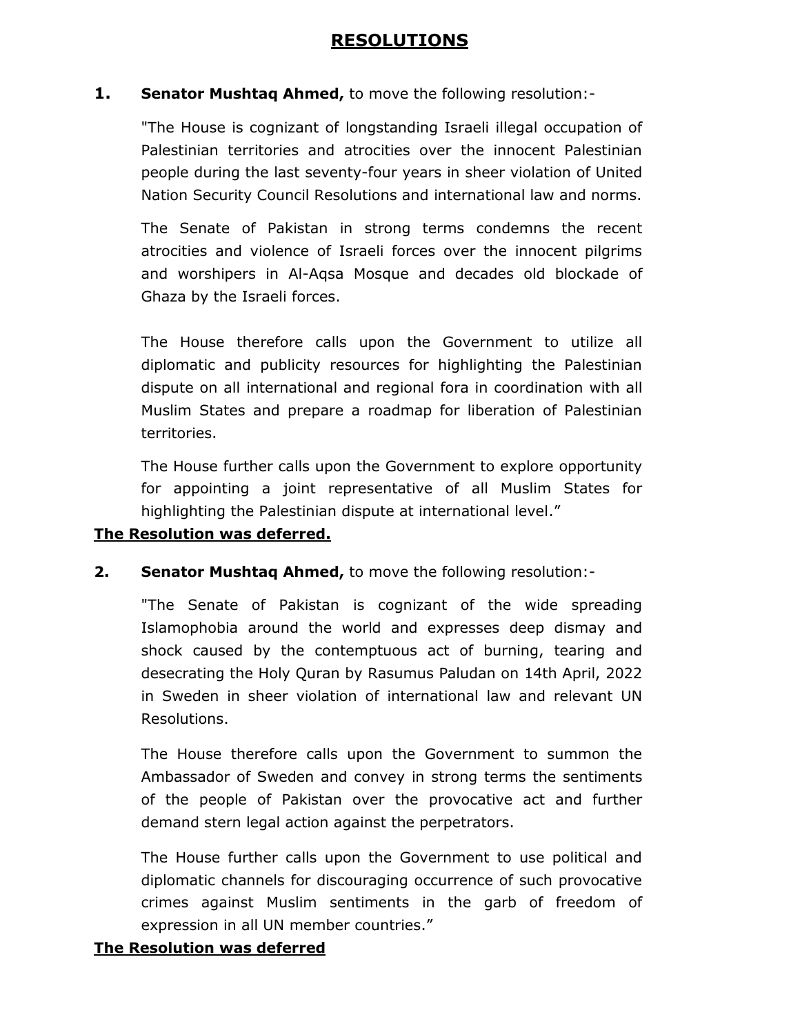# RESOLUTIONS

**1.** **Senator Mushtaq Ahmed,** to move the following resolution:-

"The House is cognizant of longstanding Israeli illegal occupation of Palestinian territories and atrocities over the innocent Palestinian people during the last seventy-four years in sheer violation of United Nation Security Council Resolutions and international law and norms.

The Senate of Pakistan in strong terms condemns the recent atrocities and violence of Israeli forces over the innocent pilgrims and worshipers in Al-Aqsa Mosque and decades old blockade of Ghaza by the Israeli forces.

The House therefore calls upon the Government to utilize all diplomatic and publicity resources for highlighting the Palestinian dispute on all international and regional fora in coordination with all Muslim States and prepare a roadmap for liberation of Palestinian territories.

The House further calls upon the Government to explore opportunity for appointing a joint representative of all Muslim States for highlighting the Palestinian dispute at international level."

**The Resolution was deferred.**

**2.** **Senator Mushtaq Ahmed,** to move the following resolution:-

"The Senate of Pakistan is cognizant of the wide spreading Islamophobia around the world and expresses deep dismay and shock caused by the contemptuous act of burning, tearing and desecrating the Holy Quran by Rasumus Paludan on 14th April, 2022 in Sweden in sheer violation of international law and relevant UN Resolutions.

The House therefore calls upon the Government to summon the Ambassador of Sweden and convey in strong terms the sentiments of the people of Pakistan over the provocative act and further demand stern legal action against the perpetrators.

The House further calls upon the Government to use political and diplomatic channels for discouraging occurrence of such provocative crimes against Muslim sentiments in the garb of freedom of expression in all UN member countries."

**The Resolution was deferred**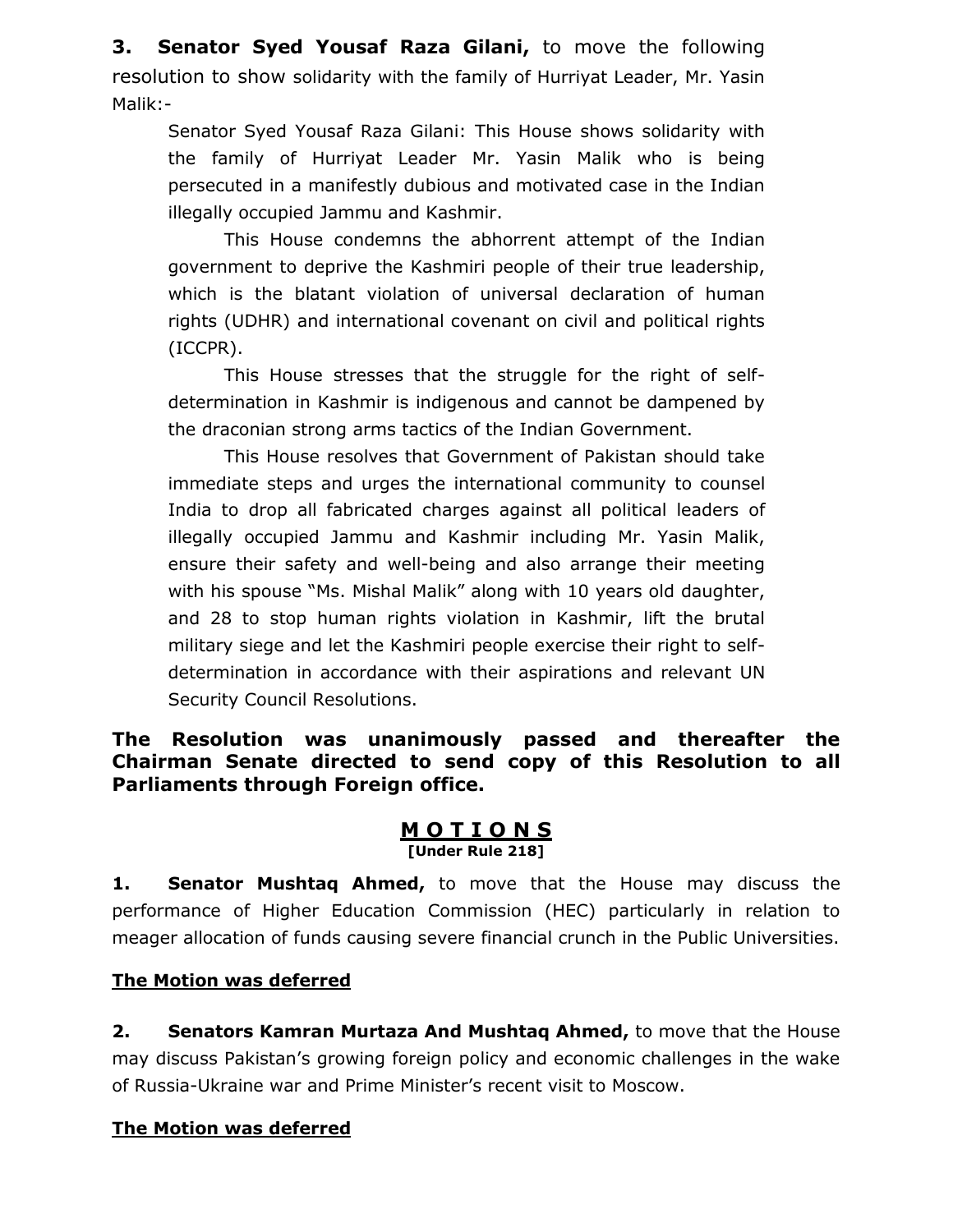**3. Senator Syed Yousaf Raza Gilani,** to move the following resolution to show solidarity with the family of Hurriyat Leader, Mr. Yasin Malik:-

> Senator Syed Yousaf Raza Gilani: This House shows solidarity with the family of Hurriyat Leader Mr. Yasin Malik who is being persecuted in a manifestly dubious and motivated case in the Indian illegally occupied Jammu and Kashmir.
>
> This House condemns the abhorrent attempt of the Indian government to deprive the Kashmiri people of their true leadership, which is the blatant violation of universal declaration of human rights (UDHR) and international covenant on civil and political rights (ICCPR).
>
> This House stresses that the struggle for the right of self-determination in Kashmir is indigenous and cannot be dampened by the draconian strong arms tactics of the Indian Government.
>
> This House resolves that Government of Pakistan should take immediate steps and urges the international community to counsel India to drop all fabricated charges against all political leaders of illegally occupied Jammu and Kashmir including Mr. Yasin Malik, ensure their safety and well-being and also arrange their meeting with his spouse "Ms. Mishal Malik" along with 10 years old daughter, and 28 to stop human rights violation in Kashmir, lift the brutal military siege and let the Kashmiri people exercise their right to self-determination in accordance with their aspirations and relevant UN Security Council Resolutions.

**The Resolution was unanimously passed and thereafter the Chairman Senate directed to send copy of this Resolution to all Parliaments through Foreign office.**

## M O T I O N S

**[Under Rule 218]**

**1. Senator Mushtaq Ahmed,** to move that the House may discuss the performance of Higher Education Commission (HEC) particularly in relation to meager allocation of funds causing severe financial crunch in the Public Universities.

**The Motion was deferred**

**2. Senators Kamran Murtaza And Mushtaq Ahmed,** to move that the House may discuss Pakistan's growing foreign policy and economic challenges in the wake of Russia-Ukraine war and Prime Minister's recent visit to Moscow.

**The Motion was deferred**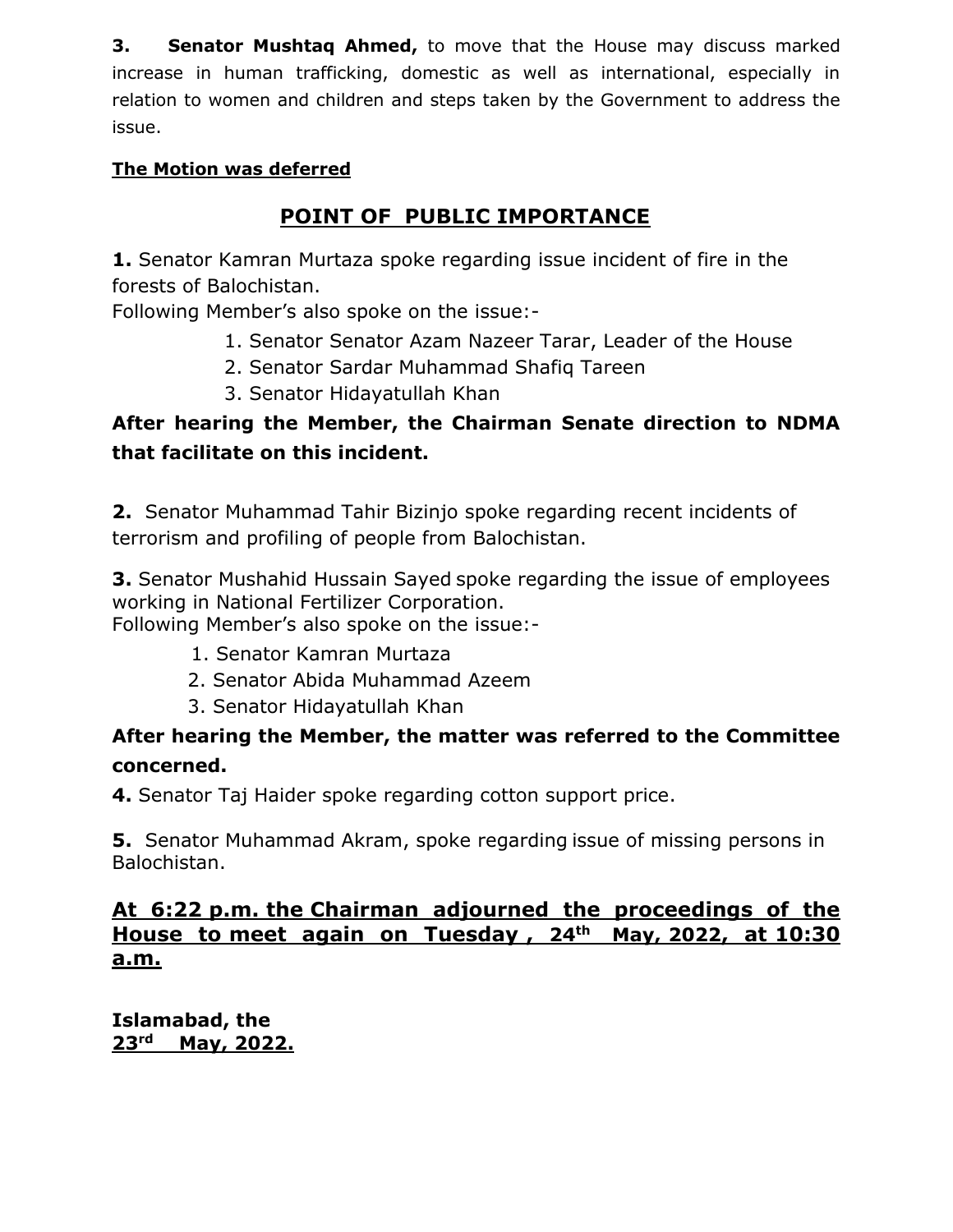**3. Senator Mushtaq Ahmed,** to move that the House may discuss marked increase in human trafficking, domestic as well as international, especially in relation to women and children and steps taken by the Government to address the issue.

**<u>The Motion was deferred</u>**

## <u>POINT OF PUBLIC IMPORTANCE</u>

**1.** Senator Kamran Murtaza spoke regarding issue incident of fire in the forests of Balochistan.

Following Member's also spoke on the issue:-

1. Senator Senator Azam Nazeer Tarar, Leader of the House
2. Senator Sardar Muhammad Shafiq Tareen
3. Senator Hidayatullah Khan

**After hearing the Member, the Chairman Senate direction to NDMA that facilitate on this incident.**

**2.** Senator Muhammad Tahir Bizinjo spoke regarding recent incidents of terrorism and profiling of people from Balochistan.

**3.** Senator Mushahid Hussain Sayed spoke regarding the issue of employees working in National Fertilizer Corporation.

Following Member's also spoke on the issue:-

1. Senator Kamran Murtaza
2. Senator Abida Muhammad Azeem
3. Senator Hidayatullah Khan

**After hearing the Member, the matter was referred to the Committee concerned.**

**4.** Senator Taj Haider spoke regarding cotton support price.

**5.** Senator Muhammad Akram, spoke regarding issue of missing persons in Balochistan.

**<u>At 6:22 p.m. the Chairman adjourned the proceedings of the House to meet again on Tuesday , 24th May, 2022, at 10:30 a.m.</u>**

**Islamabad, the**
**<u>23rd May, 2022.</u>**